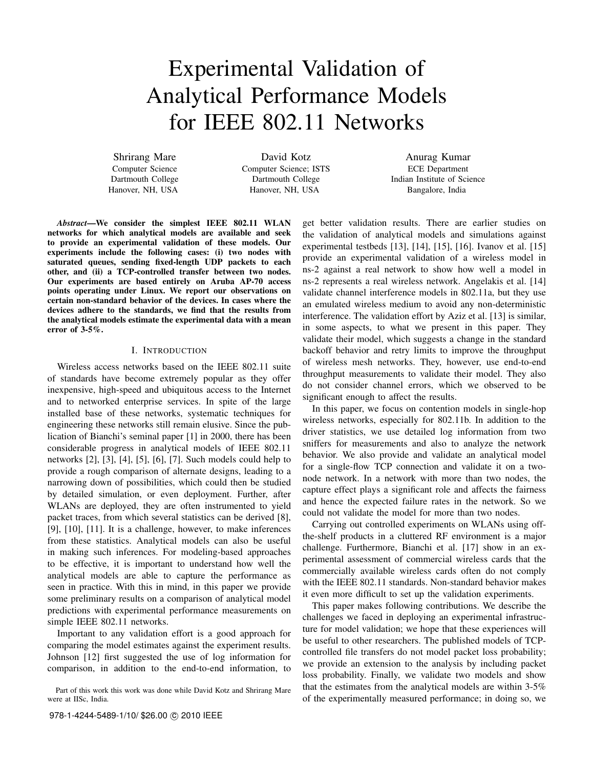# Experimental Validation of Analytical Performance Models for IEEE 802.11 Networks

Shrirang Mare
Computer Science
Dartmouth College
Hanover, NH, USA

David Kotz
Computer Science; ISTS
Dartmouth College
Hanover, NH, USA

Anurag Kumar
ECE Department
Indian Institute of Science
Bangalore, India

***Abstract*—We consider the simplest IEEE 802.11 WLAN networks for which analytical models are available and seek to provide an experimental validation of these models. Our experiments include the following cases: (i) two nodes with saturated queues, sending fixed-length UDP packets to each other, and (ii) a TCP-controlled transfer between two nodes. Our experiments are based entirely on Aruba AP-70 access points operating under Linux. We report our observations on certain non-standard behavior of the devices. In cases where the devices adhere to the standards, we find that the results from the analytical models estimate the experimental data with a mean error of 3-5%.**

## I. Introduction

Wireless access networks based on the IEEE 802.11 suite of standards have become extremely popular as they offer inexpensive, high-speed and ubiquitous access to the Internet and to networked enterprise services. In spite of the large installed base of these networks, systematic techniques for engineering these networks still remain elusive. Since the publication of Bianchi's seminal paper [1] in 2000, there has been considerable progress in analytical models of IEEE 802.11 networks [2], [3], [4], [5], [6], [7]. Such models could help to provide a rough comparison of alternate designs, leading to a narrowing down of possibilities, which could then be studied by detailed simulation, or even deployment. Further, after WLANs are deployed, they are often instrumented to yield packet traces, from which several statistics can be derived [8], [9], [10], [11]. It is a challenge, however, to make inferences from these statistics. Analytical models can also be useful in making such inferences. For modeling-based approaches to be effective, it is important to understand how well the analytical models are able to capture the performance as seen in practice. With this in mind, in this paper we provide some preliminary results on a comparison of analytical model predictions with experimental performance measurements on simple IEEE 802.11 networks.

Important to any validation effort is a good approach for comparing the model estimates against the experiment results. Johnson [12] first suggested the use of log information for comparison, in addition to the end-to-end information, to get better validation results. There are earlier studies on the validation of analytical models and simulations against experimental testbeds [13], [14], [15], [16]. Ivanov et al. [15] provide an experimental validation of a wireless model in ns-2 against a real network to show how well a model in ns-2 represents a real wireless network. Angelakis et al. [14] validate channel interference models in 802.11a, but they use an emulated wireless medium to avoid any non-deterministic interference. The validation effort by Aziz et al. [13] is similar, in some aspects, to what we present in this paper. They validate their model, which suggests a change in the standard backoff behavior and retry limits to improve the throughput of wireless mesh networks. They, however, use end-to-end throughput measurements to validate their model. They also do not consider channel errors, which we observed to be significant enough to affect the results.

In this paper, we focus on contention models in single-hop wireless networks, especially for 802.11b. In addition to the driver statistics, we use detailed log information from two sniffers for measurements and also to analyze the network behavior. We also provide and validate an analytical model for a single-flow TCP connection and validate it on a two-node network. In a network with more than two nodes, the capture effect plays a significant role and affects the fairness and hence the expected failure rates in the network. So we could not validate the model for more than two nodes.

Carrying out controlled experiments on WLANs using off-the-shelf products in a cluttered RF environment is a major challenge. Furthermore, Bianchi et al. [17] show in an experimental assessment of commercial wireless cards that the commercially available wireless cards often do not comply with the IEEE 802.11 standards. Non-standard behavior makes it even more difficult to set up the validation experiments.

This paper makes following contributions. We describe the challenges we faced in deploying an experimental infrastructure for model validation; we hope that these experiences will be useful to other researchers. The published models of TCP-controlled file transfers do not model packet loss probability; we provide an extension to the analysis by including packet loss probability. Finally, we validate two models and show that the estimates from the analytical models are within 3-5% of the experimentally measured performance; in doing so, we

Part of this work this work was done while David Kotz and Shrirang Mare were at IISc, India.

978-1-4244-5489-1/10/ $26.00 © 2010 IEEE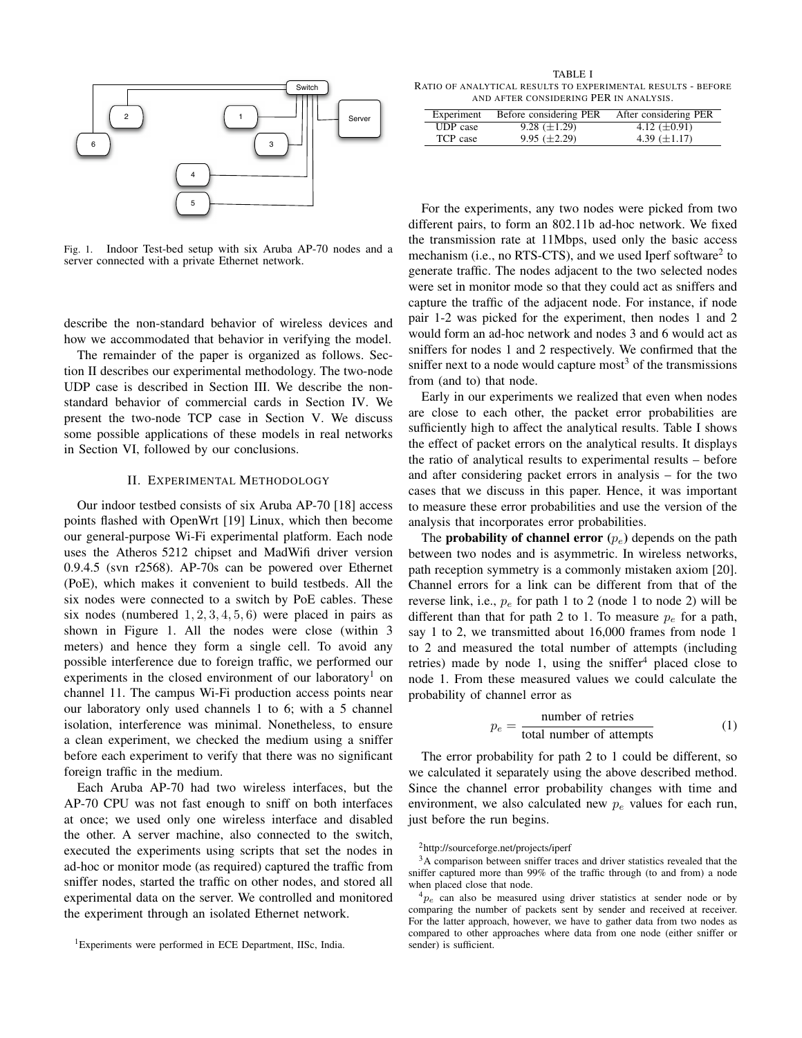Fig. 1. Indoor Test-bed setup with six Aruba AP-70 nodes and a server connected with a private Ethernet network.

describe the non-standard behavior of wireless devices and how we accommodated that behavior in verifying the model.

The remainder of the paper is organized as follows. Section II describes our experimental methodology. The two-node UDP case is described in Section III. We describe the non-standard behavior of commercial cards in Section IV. We present the two-node TCP case in Section V. We discuss some possible applications of these models in real networks in Section VI, followed by our conclusions.

## II. Experimental Methodology

Our indoor testbed consists of six Aruba AP-70 [18] access points flashed with OpenWrt [19] Linux, which then become our general-purpose Wi-Fi experimental platform. Each node uses the Atheros 5212 chipset and MadWifi driver version 0.9.4.5 (svn r2568). AP-70s can be powered over Ethernet (PoE), which makes it convenient to build testbeds. All the six nodes were connected to a switch by PoE cables. These six nodes (numbered $1, 2, 3, 4, 5, 6$) were placed in pairs as shown in Figure 1. All the nodes were close (within 3 meters) and hence they form a single cell. To avoid any possible interference due to foreign traffic, we performed our experiments in the closed environment of our laboratory[1] on channel 11. The campus Wi-Fi production access points near our laboratory only used channels 1 to 6; with a 5 channel isolation, interference was minimal. Nonetheless, to ensure a clean experiment, we checked the medium using a sniffer before each experiment to verify that there was no significant foreign traffic in the medium.

Each Aruba AP-70 had two wireless interfaces, but the AP-70 CPU was not fast enough to sniff on both interfaces at once; we used only one wireless interface and disabled the other. A server machine, also connected to the switch, executed the experiments using scripts that set the nodes in ad-hoc or monitor mode (as required) captured the traffic from sniffer nodes, started the traffic on other nodes, and stored all experimental data on the server. We controlled and monitored the experiment through an isolated Ethernet network.

[1]Experiments were performed in ECE Department, IISc, India.

TABLE I
Ratio of analytical results to experimental results - before and after considering PER in analysis.

| Experiment | Before considering PER | After considering PER |
|---|---|---|
| UDP case | 9.28 ($\pm$1.29) | 4.12 ($\pm$0.91) |
| TCP case | 9.95 ($\pm$2.29) | 4.39 ($\pm$1.17) |

For the experiments, any two nodes were picked from two different pairs, to form an 802.11b ad-hoc network. We fixed the transmission rate at 11Mbps, used only the basic access mechanism (i.e., no RTS-CTS), and we used Iperf software[2] to generate traffic. The nodes adjacent to the two selected nodes were set in monitor mode so that they could act as sniffers and capture the traffic of the adjacent node. For instance, if node pair 1-2 was picked for the experiment, then nodes 1 and 2 would form an ad-hoc network and nodes 3 and 6 would act as sniffers for nodes 1 and 2 respectively. We confirmed that the sniffer next to a node would capture most[3] of the transmissions from (and to) that node.

Early in our experiments we realized that even when nodes are close to each other, the packet error probabilities are sufficiently high to affect the analytical results. Table I shows the effect of packet errors on the analytical results. It displays the ratio of analytical results to experimental results – before and after considering packet errors in analysis – for the two cases that we discuss in this paper. Hence, it was important to measure these error probabilities and use the version of the analysis that incorporates error probabilities.

The **probability of channel error** ($p_e$) depends on the path between two nodes and is asymmetric. In wireless networks, path reception symmetry is a commonly mistaken axiom [20]. Channel errors for a link can be different from that of the reverse link, i.e., $p_e$ for path 1 to 2 (node 1 to node 2) will be different than that for path 2 to 1. To measure $p_e$ for a path, say 1 to 2, we transmitted about 16,000 frames from node 1 to 2 and measured the total number of attempts (including retries) made by node 1, using the sniffer[4] placed close to node 1. From these measured values we could calculate the probability of channel error as

$$p_e = \frac{\text{number of retries}}{\text{total number of attempts}} \tag{1}$$

The error probability for path 2 to 1 could be different, so we calculated it separately using the above described method. Since the channel error probability changes with time and environment, we also calculated new $p_e$ values for each run, just before the run begins.

[2]http://sourceforge.net/projects/iperf

[3]A comparison between sniffer traces and driver statistics revealed that the sniffer captured more than 99% of the traffic through (to and from) a node when placed close that node.

[4]$p_e$ can also be measured using driver statistics at sender node or by comparing the number of packets sent by sender and received at receiver. For the latter approach, however, we have to gather data from two nodes as compared to other approaches where data from one node (either sniffer or sender) is sufficient.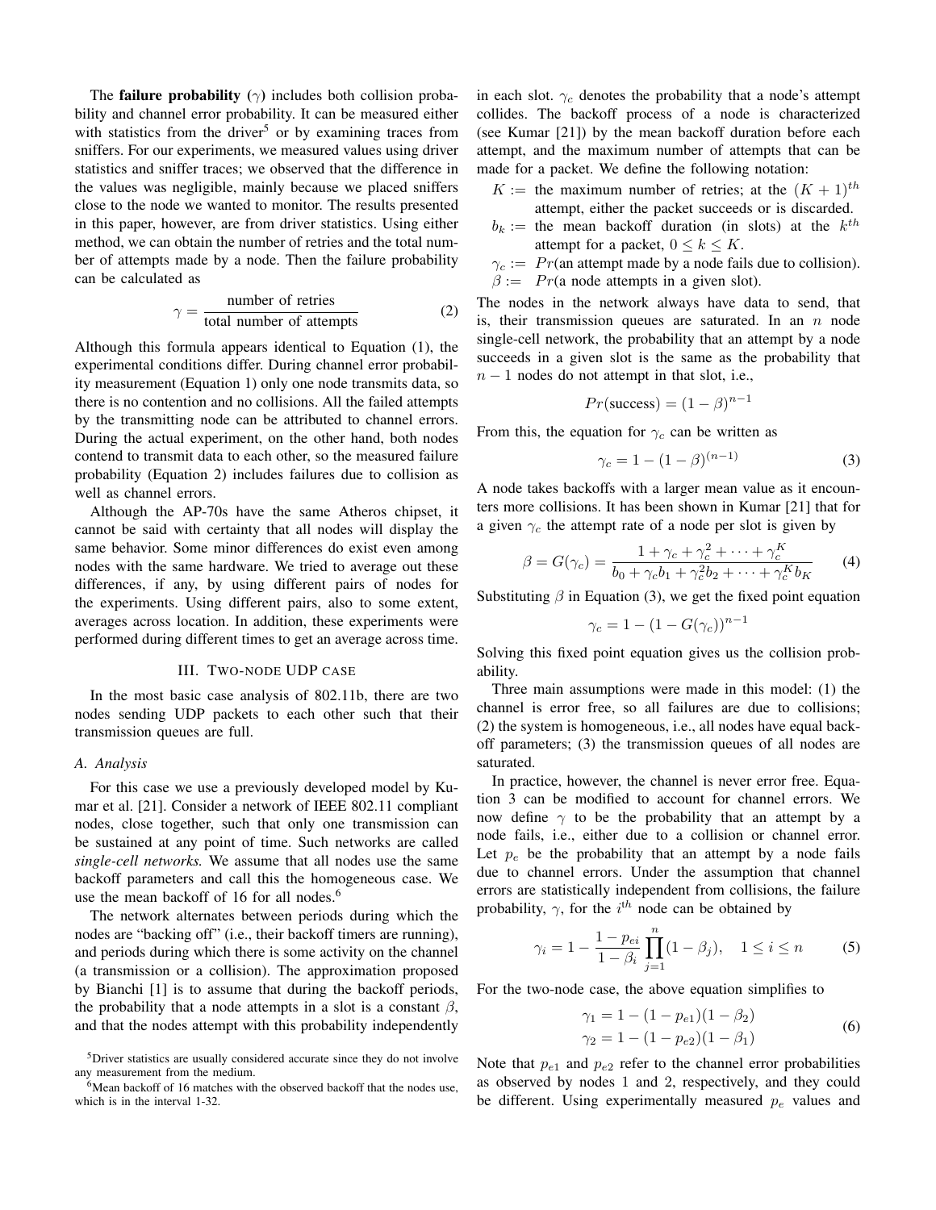The **failure probability** ($\gamma$) includes both collision probability and channel error probability. It can be measured either with statistics from the driver[5] or by examining traces from sniffers. For our experiments, we measured values using driver statistics and sniffer traces; we observed that the difference in the values was negligible, mainly because we placed sniffers close to the node we wanted to monitor. The results presented in this paper, however, are from driver statistics. Using either method, we can obtain the number of retries and the total number of attempts made by a node. Then the failure probability can be calculated as

$$\gamma = \frac{\text{number of retries}}{\text{total number of attempts}} \tag{2}$$

Although this formula appears identical to Equation (1), the experimental conditions differ. During channel error probability measurement (Equation 1) only one node transmits data, so there is no contention and no collisions. All the failed attempts by the transmitting node can be attributed to channel errors. During the actual experiment, on the other hand, both nodes contend to transmit data to each other, so the measured failure probability (Equation 2) includes failures due to collision as well as channel errors.

Although the AP-70s have the same Atheros chipset, it cannot be said with certainty that all nodes will display the same behavior. Some minor differences do exist even among nodes with the same hardware. We tried to average out these differences, if any, by using different pairs of nodes for the experiments. Using different pairs, also to some extent, averages across location. In addition, these experiments were performed during different times to get an average across time.

## III. Two-node UDP case

In the most basic case analysis of 802.11b, there are two nodes sending UDP packets to each other such that their transmission queues are full.

### A. Analysis

For this case we use a previously developed model by Kumar et al. [21]. Consider a network of IEEE 802.11 compliant nodes, close together, such that only one transmission can be sustained at any point of time. Such networks are called *single-cell networks.* We assume that all nodes use the same backoff parameters and call this the homogeneous case. We use the mean backoff of 16 for all nodes.[6]

The network alternates between periods during which the nodes are "backing off" (i.e., their backoff timers are running), and periods during which there is some activity on the channel (a transmission or a collision). The approximation proposed by Bianchi [1] is to assume that during the backoff periods, the probability that a node attempts in a slot is a constant $\beta$, and that the nodes attempt with this probability independently in each slot. $\gamma_c$ denotes the probability that a node's attempt collides. The backoff process of a node is characterized (see Kumar [21]) by the mean backoff duration before each attempt, and the maximum number of attempts that can be made for a packet. We define the following notation:

- $K :=$ the maximum number of retries; at the $(K+1)^{th}$ attempt, either the packet succeeds or is discarded.
- $b_k :=$ the mean backoff duration (in slots) at the $k^{th}$ attempt for a packet, $0 \leq k \leq K$.
- $\gamma_c :=$ $Pr$(an attempt made by a node fails due to collision).
- $\beta :=$ $Pr$(a node attempts in a given slot).

The nodes in the network always have data to send, that is, their transmission queues are saturated. In an $n$ node single-cell network, the probability that an attempt by a node succeeds in a given slot is the same as the probability that $n-1$ nodes do not attempt in that slot, i.e.,

$$Pr(\text{success}) = (1-\beta)^{n-1}$$

From this, the equation for $\gamma_c$ can be written as

$$\gamma_c = 1 - (1-\beta)^{(n-1)} \tag{3}$$

A node takes backoffs with a larger mean value as it encounters more collisions. It has been shown in Kumar [21] that for a given $\gamma_c$ the attempt rate of a node per slot is given by

$$\beta = G(\gamma_c) = \frac{1 + \gamma_c + \gamma_c^2 + \cdots + \gamma_c^K}{b_0 + \gamma_c b_1 + \gamma_c^2 b_2 + \cdots + \gamma_c^K b_K} \tag{4}$$

Substituting $\beta$ in Equation (3), we get the fixed point equation

$$\gamma_c = 1 - (1 - G(\gamma_c))^{n-1}$$

Solving this fixed point equation gives us the collision probability.

Three main assumptions were made in this model: (1) the channel is error free, so all failures are due to collisions; (2) the system is homogeneous, i.e., all nodes have equal backoff parameters; (3) the transmission queues of all nodes are saturated.

In practice, however, the channel is never error free. Equation 3 can be modified to account for channel errors. We now define $\gamma$ to be the probability that an attempt by a node fails, i.e., either due to a collision or channel error. Let $p_e$ be the probability that an attempt by a node fails due to channel errors. Under the assumption that channel errors are statistically independent from collisions, the failure probability, $\gamma$, for the $i^{th}$ node can be obtained by

$$\gamma_i = 1 - \frac{1-p_{ei}}{1-\beta_i} \prod_{j=1}^{n} (1-\beta_j), \quad 1 \leq i \leq n \tag{5}$$

For the two-node case, the above equation simplifies to

$$\begin{aligned} \gamma_1 &= 1 - (1-p_{e1})(1-\beta_2) \\ \gamma_2 &= 1 - (1-p_{e2})(1-\beta_1) \end{aligned} \tag{6}$$

Note that $p_{e1}$ and $p_{e2}$ refer to the channel error probabilities as observed by nodes 1 and 2, respectively, and they could be different. Using experimentally measured $p_e$ values and

[5] Driver statistics are usually considered accurate since they do not involve any measurement from the medium.

[6] Mean backoff of 16 matches with the observed backoff that the nodes use, which is in the interval 1-32.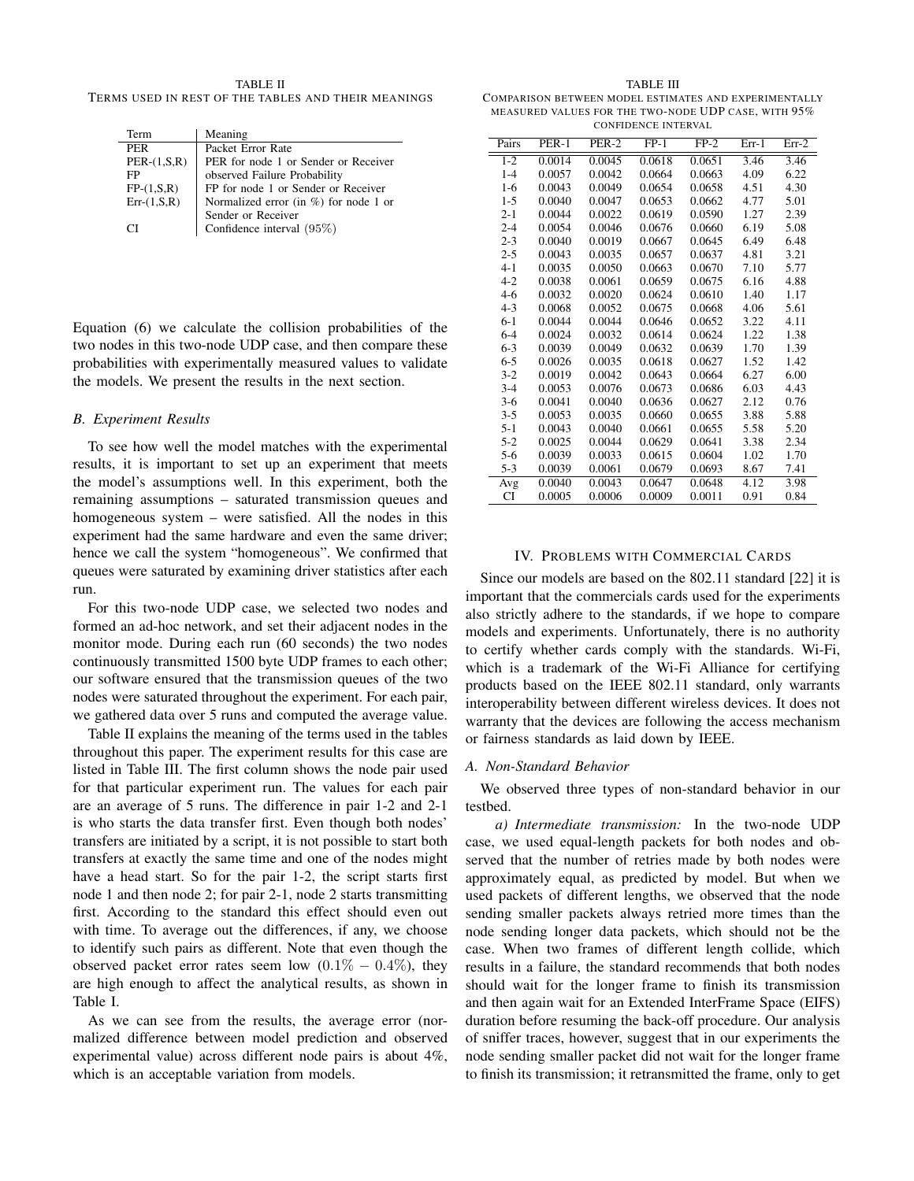TABLE II

TERMS USED IN REST OF THE TABLES AND THEIR MEANINGS

| Term | Meaning |
|---|---|
| PER | Packet Error Rate |
| PER-(1,S,R) | PER for node 1 or Sender or Receiver |
| FP | observed Failure Probability |
| FP-(1,S,R) | FP for node 1 or Sender or Receiver |
| Err-(1,S,R) | Normalized error (in %) for node 1 or Sender or Receiver |
| CI | Confidence interval (95%) |

Equation (6) we calculate the collision probabilities of the two nodes in this two-node UDP case, and then compare these probabilities with experimentally measured values to validate the models. We present the results in the next section.

### B. Experiment Results

To see how well the model matches with the experimental results, it is important to set up an experiment that meets the model's assumptions well. In this experiment, both the remaining assumptions – saturated transmission queues and homogeneous system – were satisfied. All the nodes in this experiment had the same hardware and even the same driver; hence we call the system "homogeneous". We confirmed that queues were saturated by examining driver statistics after each run.

For this two-node UDP case, we selected two nodes and formed an ad-hoc network, and set their adjacent nodes in the monitor mode. During each run (60 seconds) the two nodes continuously transmitted 1500 byte UDP frames to each other; our software ensured that the transmission queues of the two nodes were saturated throughout the experiment. For each pair, we gathered data over 5 runs and computed the average value.

Table II explains the meaning of the terms used in the tables throughout this paper. The experiment results for this case are listed in Table III. The first column shows the node pair used for that particular experiment run. The values for each pair are an average of 5 runs. The difference in pair 1-2 and 2-1 is who starts the data transfer first. Even though both nodes' transfers are initiated by a script, it is not possible to start both transfers at exactly the same time and one of the nodes might have a head start. So for the pair 1-2, the script starts first node 1 and then node 2; for pair 2-1, node 2 starts transmitting first. According to the standard this effect should even out with time. To average out the differences, if any, we choose to identify such pairs as different. Note that even though the observed packet error rates seem low ($0.1\% - 0.4\%$), they are high enough to affect the analytical results, as shown in Table I.

As we can see from the results, the average error (normalized difference between model prediction and observed experimental value) across different node pairs is about 4%, which is an acceptable variation from models.

TABLE III

COMPARISON BETWEEN MODEL ESTIMATES AND EXPERIMENTALLY MEASURED VALUES FOR THE TWO-NODE UDP CASE, WITH 95% CONFIDENCE INTERVAL

| Pairs | PER-1 | PER-2 | FP-1 | FP-2 | Err-1 | Err-2 |
|---|---|---|---|---|---|---|
| 1-2 | 0.0014 | 0.0045 | 0.0618 | 0.0651 | 3.46 | 3.46 |
| 1-4 | 0.0057 | 0.0042 | 0.0664 | 0.0663 | 4.09 | 6.22 |
| 1-6 | 0.0043 | 0.0049 | 0.0654 | 0.0658 | 4.51 | 4.30 |
| 1-5 | 0.0040 | 0.0047 | 0.0653 | 0.0662 | 4.77 | 5.01 |
| 2-1 | 0.0044 | 0.0022 | 0.0619 | 0.0590 | 1.27 | 2.39 |
| 2-4 | 0.0054 | 0.0046 | 0.0676 | 0.0660 | 6.19 | 5.08 |
| 2-3 | 0.0040 | 0.0019 | 0.0667 | 0.0645 | 6.49 | 6.48 |
| 2-5 | 0.0043 | 0.0035 | 0.0657 | 0.0637 | 4.81 | 3.21 |
| 4-1 | 0.0035 | 0.0050 | 0.0663 | 0.0670 | 7.10 | 5.77 |
| 4-2 | 0.0038 | 0.0061 | 0.0659 | 0.0675 | 6.16 | 4.88 |
| 4-6 | 0.0032 | 0.0020 | 0.0624 | 0.0610 | 1.40 | 1.17 |
| 4-3 | 0.0068 | 0.0052 | 0.0675 | 0.0668 | 4.06 | 5.61 |
| 6-1 | 0.0044 | 0.0044 | 0.0646 | 0.0652 | 3.22 | 4.11 |
| 6-4 | 0.0024 | 0.0032 | 0.0614 | 0.0624 | 1.22 | 1.38 |
| 6-3 | 0.0039 | 0.0049 | 0.0632 | 0.0639 | 1.70 | 1.39 |
| 6-5 | 0.0026 | 0.0035 | 0.0618 | 0.0627 | 1.52 | 1.42 |
| 3-2 | 0.0019 | 0.0042 | 0.0643 | 0.0664 | 6.27 | 6.00 |
| 3-4 | 0.0053 | 0.0076 | 0.0673 | 0.0686 | 6.03 | 4.43 |
| 3-6 | 0.0041 | 0.0040 | 0.0636 | 0.0627 | 2.12 | 0.76 |
| 3-5 | 0.0053 | 0.0035 | 0.0660 | 0.0655 | 3.88 | 5.88 |
| 5-1 | 0.0043 | 0.0040 | 0.0661 | 0.0655 | 5.58 | 5.20 |
| 5-2 | 0.0025 | 0.0044 | 0.0629 | 0.0641 | 3.38 | 2.34 |
| 5-6 | 0.0039 | 0.0033 | 0.0615 | 0.0604 | 1.02 | 1.70 |
| 5-3 | 0.0039 | 0.0061 | 0.0679 | 0.0693 | 8.67 | 7.41 |
| Avg | 0.0040 | 0.0043 | 0.0647 | 0.0648 | 4.12 | 3.98 |
| CI | 0.0005 | 0.0006 | 0.0009 | 0.0011 | 0.91 | 0.84 |

## IV. PROBLEMS WITH COMMERCIAL CARDS

Since our models are based on the 802.11 standard [22] it is important that the commercials cards used for the experiments also strictly adhere to the standards, if we hope to compare models and experiments. Unfortunately, there is no authority to certify whether cards comply with the standards. Wi-Fi, which is a trademark of the Wi-Fi Alliance for certifying products based on the IEEE 802.11 standard, only warrants interoperability between different wireless devices. It does not warranty that the devices are following the access mechanism or fairness standards as laid down by IEEE.

### A. Non-Standard Behavior

We observed three types of non-standard behavior in our testbed.

*a) Intermediate transmission:* In the two-node UDP case, we used equal-length packets for both nodes and observed that the number of retries made by both nodes were approximately equal, as predicted by model. But when we used packets of different lengths, we observed that the node sending smaller packets always retried more times than the node sending longer data packets, which should not be the case. When two frames of different length collide, which results in a failure, the standard recommends that both nodes should wait for the longer frame to finish its transmission and then again wait for an Extended InterFrame Space (EIFS) duration before resuming the back-off procedure. Our analysis of sniffer traces, however, suggest that in our experiments the node sending smaller packet did not wait for the longer frame to finish its transmission; it retransmitted the frame, only to get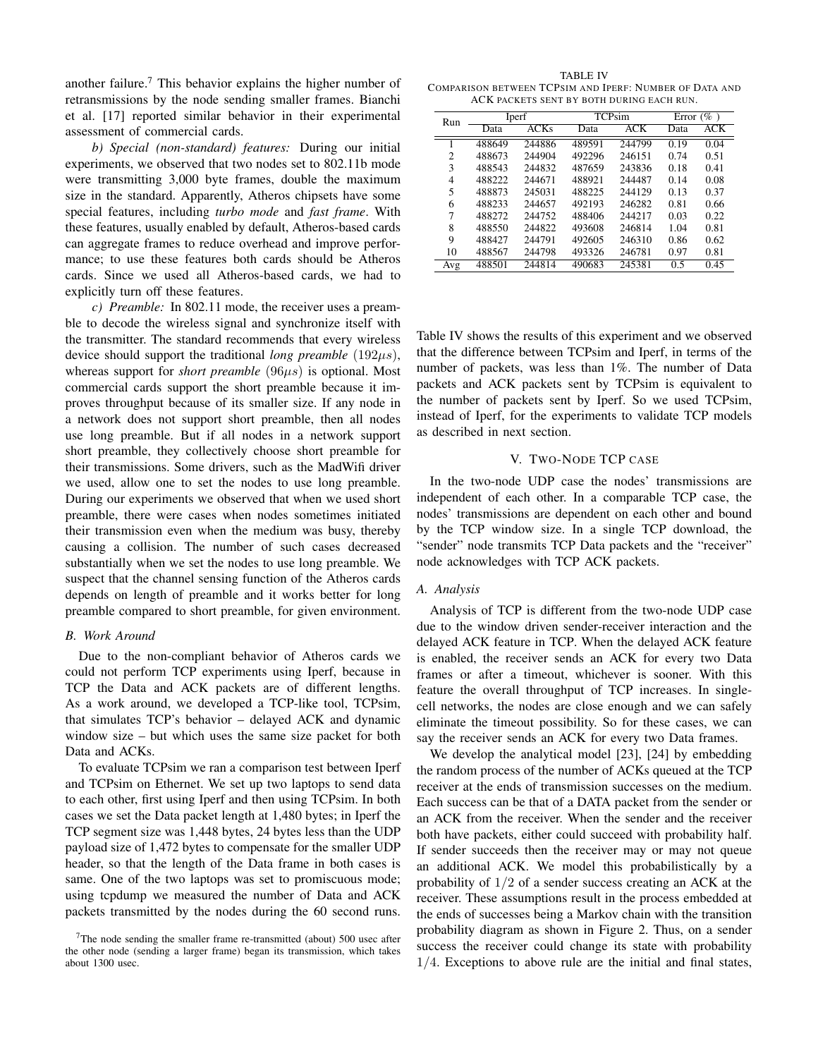another failure.[7] This behavior explains the higher number of retransmissions by the node sending smaller frames. Bianchi et al. [17] reported similar behavior in their experimental assessment of commercial cards.

*b) Special (non-standard) features:* During our initial experiments, we observed that two nodes set to 802.11b mode were transmitting 3,000 byte frames, double the maximum size in the standard. Apparently, Atheros chipsets have some special features, including *turbo mode* and *fast frame*. With these features, usually enabled by default, Atheros-based cards can aggregate frames to reduce overhead and improve performance; to use these features both cards should be Atheros cards. Since we used all Atheros-based cards, we had to explicitly turn off these features.

*c) Preamble:* In 802.11 mode, the receiver uses a preamble to decode the wireless signal and synchronize itself with the transmitter. The standard recommends that every wireless device should support the traditional *long preamble* $(192\mu s)$, whereas support for *short preamble* $(96\mu s)$ is optional. Most commercial cards support the short preamble because it improves throughput because of its smaller size. If any node in a network does not support short preamble, then all nodes use long preamble. But if all nodes in a network support short preamble, they collectively choose short preamble for their transmissions. Some drivers, such as the MadWifi driver we used, allow one to set the nodes to use long preamble. During our experiments we observed that when we used short preamble, there were cases when nodes sometimes initiated their transmission even when the medium was busy, thereby causing a collision. The number of such cases decreased substantially when we set the nodes to use long preamble. We suspect that the channel sensing function of the Atheros cards depends on length of preamble and it works better for long preamble compared to short preamble, for given environment.

### B. Work Around

Due to the non-compliant behavior of Atheros cards we could not perform TCP experiments using Iperf, because in TCP the Data and ACK packets are of different lengths. As a work around, we developed a TCP-like tool, TCPsim, that simulates TCP's behavior – delayed ACK and dynamic window size – but which uses the same size packet for both Data and ACKs.

To evaluate TCPsim we ran a comparison test between Iperf and TCPsim on Ethernet. We set up two laptops to send data to each other, first using Iperf and then using TCPsim. In both cases we set the Data packet length at 1,480 bytes; in Iperf the TCP segment size was 1,448 bytes, 24 bytes less than the UDP payload size of 1,472 bytes to compensate for the smaller UDP header, so that the length of the Data frame in both cases is same. One of the two laptops was set to promiscuous mode; using tcpdump we measured the number of Data and ACK packets transmitted by the nodes during the 60 second runs.

[7] The node sending the smaller frame re-transmitted (about) 500 usec after the other node (sending a larger frame) began its transmission, which takes about 1300 usec.

TABLE IV
COMPARISON BETWEEN TCPSIM AND IPERF: NUMBER OF DATA AND ACK PACKETS SENT BY BOTH DURING EACH RUN.

| Run | Iperf | | TCPsim | | Error (%) | |
|---|---|---|---|---|---|---|
| | Data | ACKs | Data | ACK | Data | ACK |
| 1 | 488649 | 244886 | 489591 | 244799 | 0.19 | 0.04 |
| 2 | 488673 | 244904 | 492296 | 246151 | 0.74 | 0.51 |
| 3 | 488543 | 244832 | 487659 | 243836 | 0.18 | 0.41 |
| 4 | 488222 | 244671 | 488921 | 244487 | 0.14 | 0.08 |
| 5 | 488873 | 245031 | 488225 | 244129 | 0.13 | 0.37 |
| 6 | 488233 | 244657 | 492193 | 246282 | 0.81 | 0.66 |
| 7 | 488272 | 244752 | 488406 | 244217 | 0.03 | 0.22 |
| 8 | 488550 | 244822 | 493608 | 246814 | 1.04 | 0.81 |
| 9 | 488427 | 244791 | 492605 | 246310 | 0.86 | 0.62 |
| 10 | 488567 | 244798 | 493326 | 246781 | 0.97 | 0.81 |
| Avg | 488501 | 244814 | 490683 | 245381 | 0.5 | 0.45 |

Table IV shows the results of this experiment and we observed that the difference between TCPsim and Iperf, in terms of the number of packets, was less than 1%. The number of Data packets and ACK packets sent by TCPsim is equivalent to the number of packets sent by Iperf. So we used TCPsim, instead of Iperf, for the experiments to validate TCP models as described in next section.

## V. Two-Node TCP case

In the two-node UDP case the nodes' transmissions are independent of each other. In a comparable TCP case, the nodes' transmissions are dependent on each other and bound by the TCP window size. In a single TCP download, the "sender" node transmits TCP Data packets and the "receiver" node acknowledges with TCP ACK packets.

### A. Analysis

Analysis of TCP is different from the two-node UDP case due to the window driven sender-receiver interaction and the delayed ACK feature in TCP. When the delayed ACK feature is enabled, the receiver sends an ACK for every two Data frames or after a timeout, whichever is sooner. With this feature the overall throughput of TCP increases. In single-cell networks, the nodes are close enough and we can safely eliminate the timeout possibility. So for these cases, we can say the receiver sends an ACK for every two Data frames.

We develop the analytical model [23], [24] by embedding the random process of the number of ACKs queued at the TCP receiver at the ends of transmission successes on the medium. Each success can be that of a DATA packet from the sender or an ACK from the receiver. When the sender and the receiver both have packets, either could succeed with probability half. If sender succeeds then the receiver may or may not queue an additional ACK. We model this probabilistically by a probability of $1/2$ of a sender success creating an ACK at the receiver. These assumptions result in the process embedded at the ends of successes being a Markov chain with the transition probability diagram as shown in Figure 2. Thus, on a sender success the receiver could change its state with probability $1/4$. Exceptions to above rule are the initial and final states,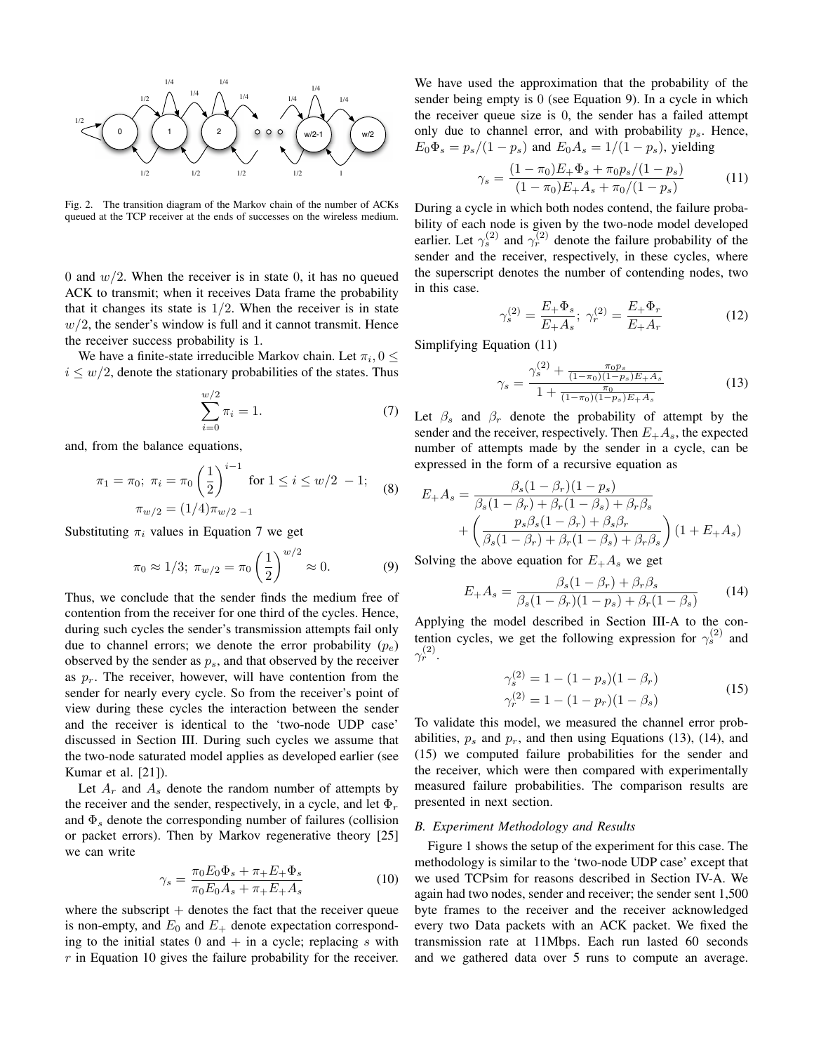Fig. 2. The transition diagram of the Markov chain of the number of ACKs queued at the TCP receiver at the ends of successes on the wireless medium.

0 and $w/2$. When the receiver is in state 0, it has no queued ACK to transmit; when it receives Data frame the probability that it changes its state is 1/2. When the receiver is in state $w/2$, the sender's window is full and it cannot transmit. Hence the receiver success probability is 1.

We have a finite-state irreducible Markov chain. Let $\pi_i, 0 \leq i \leq w/2$, denote the stationary probabilities of the states. Thus

$$\sum_{i=0}^{w/2} \pi_i = 1. \tag{7}$$

and, from the balance equations,

$$\pi_1 = \pi_0;\ \pi_i = \pi_0 \left(\frac{1}{2}\right)^{i-1} \text{ for } 1 \leq i \leq w/2\ -1; \quad \pi_{w/2} = (1/4)\pi_{w/2\ -1} \tag{8}$$

Substituting $\pi_i$ values in Equation 7 we get

$$\pi_0 \approx 1/3;\ \pi_{w/2} = \pi_0 \left(\frac{1}{2}\right)^{w/2} \approx 0. \tag{9}$$

Thus, we conclude that the sender finds the medium free of contention from the receiver for one third of the cycles. Hence, during such cycles the sender's transmission attempts fail only due to channel errors; we denote the error probability ($p_e$) observed by the sender as $p_s$, and that observed by the receiver as $p_r$. The receiver, however, will have contention from the sender for nearly every cycle. So from the receiver's point of view during these cycles the interaction between the sender and the receiver is identical to the 'two-node UDP case' discussed in Section III. During such cycles we assume that the two-node saturated model applies as developed earlier (see Kumar et al. [21]).

Let $A_r$ and $A_s$ denote the random number of attempts by the receiver and the sender, respectively, in a cycle, and let $\Phi_r$ and $\Phi_s$ denote the corresponding number of failures (collision or packet errors). Then by Markov regenerative theory [25] we can write

$$\gamma_s = \frac{\pi_0 E_0 \Phi_s + \pi_+ E_+ \Phi_s}{\pi_0 E_0 A_s + \pi_+ E_+ A_s} \tag{10}$$

where the subscript $+$ denotes the fact that the receiver queue is non-empty, and $E_0$ and $E_+$ denote expectation corresponding to the initial states 0 and $+$ in a cycle; replacing $s$ with $r$ in Equation 10 gives the failure probability for the receiver. We have used the approximation that the probability of the sender being empty is 0 (see Equation 9). In a cycle in which the receiver queue size is 0, the sender has a failed attempt only due to channel error, and with probability $p_s$. Hence, $E_0\Phi_s = p_s/(1-p_s)$ and $E_0 A_s = 1/(1-p_s)$, yielding

$$\gamma_s = \frac{(1-\pi_0)E_+\Phi_s + \pi_0 p_s/(1-p_s)}{(1-\pi_0)E_+ A_s + \pi_0/(1-p_s)} \tag{11}$$

During a cycle in which both nodes contend, the failure probability of each node is given by the two-node model developed earlier. Let $\gamma_s^{(2)}$ and $\gamma_r^{(2)}$ denote the failure probability of the sender and the receiver, respectively, in these cycles, where the superscript denotes the number of contending nodes, two in this case.

$$\gamma_s^{(2)} = \frac{E_+\Phi_s}{E_+ A_s};\ \gamma_r^{(2)} = \frac{E_+\Phi_r}{E_+ A_r} \tag{12}$$

Simplifying Equation (11)

$$\gamma_s = \frac{\gamma_s^{(2)} + \frac{\pi_0 p_s}{(1-\pi_0)(1-p_s)E_+ A_s}}{1 + \frac{\pi_0}{(1-\pi_0)(1-p_s)E_+ A_s}} \tag{13}$$

Let $\beta_s$ and $\beta_r$ denote the probability of attempt by the sender and the receiver, respectively. Then $E_+ A_s$, the expected number of attempts made by the sender in a cycle, can be expressed in the form of a recursive equation as

$$E_+ A_s = \frac{\beta_s(1-\beta_r)(1-p_s)}{\beta_s(1-\beta_r) + \beta_r(1-\beta_s) + \beta_r\beta_s} + \left(\frac{p_s\beta_s(1-\beta_r) + \beta_s\beta_r}{\beta_s(1-\beta_r) + \beta_r(1-\beta_s) + \beta_r\beta_s}\right)(1 + E_+ A_s)$$

Solving the above equation for $E_+ A_s$ we get

$$E_+ A_s = \frac{\beta_s(1-\beta_r) + \beta_r\beta_s}{\beta_s(1-\beta_r)(1-p_s) + \beta_r(1-\beta_s)} \tag{14}$$

Applying the model described in Section III-A to the contention cycles, we get the following expression for $\gamma_s^{(2)}$ and $\gamma_r^{(2)}$.

$$\gamma_s^{(2)} = 1 - (1-p_s)(1-\beta_r)$$
$$\gamma_r^{(2)} = 1 - (1-p_r)(1-\beta_s) \tag{15}$$

To validate this model, we measured the channel error probabilities, $p_s$ and $p_r$, and then using Equations (13), (14), and (15) we computed failure probabilities for the sender and the receiver, which were then compared with experimentally measured failure probabilities. The comparison results are presented in next section.

### B. Experiment Methodology and Results

Figure 1 shows the setup of the experiment for this case. The methodology is similar to the 'two-node UDP case' except that we used TCPsim for reasons described in Section IV-A. We again had two nodes, sender and receiver; the sender sent 1,500 byte frames to the receiver and the receiver acknowledged every two Data packets with an ACK packet. We fixed the transmission rate at 11Mbps. Each run lasted 60 seconds and we gathered data over 5 runs to compute an average.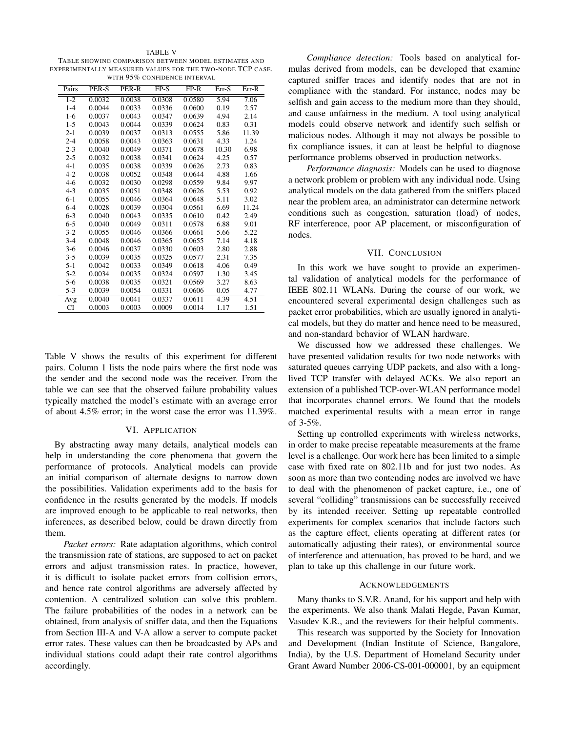TABLE V
TABLE SHOWING COMPARISON BETWEEN MODEL ESTIMATES AND EXPERIMENTALLY MEASURED VALUES FOR THE TWO-NODE TCP CASE, WITH 95% CONFIDENCE INTERVAL

| Pairs | PER-S | PER-R | FP-S | FP-R | Err-S | Err-R |
|---|---|---|---|---|---|---|
| 1-2 | 0.0032 | 0.0038 | 0.0308 | 0.0580 | 5.94 | 7.06 |
| 1-4 | 0.0044 | 0.0033 | 0.0336 | 0.0600 | 0.19 | 2.57 |
| 1-6 | 0.0037 | 0.0043 | 0.0347 | 0.0639 | 4.94 | 2.14 |
| 1-5 | 0.0043 | 0.0044 | 0.0339 | 0.0624 | 0.83 | 0.31 |
| 2-1 | 0.0039 | 0.0037 | 0.0313 | 0.0555 | 5.86 | 11.39 |
| 2-4 | 0.0058 | 0.0043 | 0.0363 | 0.0631 | 4.33 | 1.24 |
| 2-3 | 0.0040 | 0.0049 | 0.0371 | 0.0678 | 10.30 | 6.98 |
| 2-5 | 0.0032 | 0.0038 | 0.0341 | 0.0624 | 4.25 | 0.57 |
| 4-1 | 0.0035 | 0.0038 | 0.0339 | 0.0626 | 2.73 | 0.83 |
| 4-2 | 0.0038 | 0.0052 | 0.0348 | 0.0644 | 4.88 | 1.66 |
| 4-6 | 0.0032 | 0.0030 | 0.0298 | 0.0559 | 9.84 | 9.97 |
| 4-3 | 0.0035 | 0.0051 | 0.0348 | 0.0626 | 5.53 | 0.92 |
| 6-1 | 0.0055 | 0.0046 | 0.0364 | 0.0648 | 5.11 | 3.02 |
| 6-4 | 0.0028 | 0.0039 | 0.0304 | 0.0561 | 6.69 | 11.24 |
| 6-3 | 0.0040 | 0.0043 | 0.0335 | 0.0610 | 0.42 | 2.49 |
| 6-5 | 0.0040 | 0.0049 | 0.0311 | 0.0578 | 6.88 | 9.01 |
| 3-2 | 0.0055 | 0.0046 | 0.0366 | 0.0661 | 5.66 | 5.22 |
| 3-4 | 0.0048 | 0.0046 | 0.0365 | 0.0655 | 7.14 | 4.18 |
| 3-6 | 0.0046 | 0.0037 | 0.0330 | 0.0603 | 2.80 | 2.88 |
| 3-5 | 0.0039 | 0.0035 | 0.0325 | 0.0577 | 2.31 | 7.35 |
| 5-1 | 0.0042 | 0.0033 | 0.0349 | 0.0618 | 4.06 | 0.49 |
| 5-2 | 0.0034 | 0.0035 | 0.0324 | 0.0597 | 1.30 | 3.45 |
| 5-6 | 0.0038 | 0.0035 | 0.0321 | 0.0569 | 3.27 | 8.63 |
| 5-3 | 0.0039 | 0.0054 | 0.0331 | 0.0606 | 0.05 | 4.77 |
| Avg | 0.0040 | 0.0041 | 0.0337 | 0.0611 | 4.39 | 4.51 |
| CI | 0.0003 | 0.0003 | 0.0009 | 0.0014 | 1.17 | 1.51 |

Table V shows the results of this experiment for different pairs. Column 1 lists the node pairs where the first node was the sender and the second node was the receiver. From the table we can see that the observed failure probability values typically matched the model's estimate with an average error of about 4.5% error; in the worst case the error was 11.39%.

## VI. APPLICATION

By abstracting away many details, analytical models can help in understanding the core phenomena that govern the performance of protocols. Analytical models can provide an initial comparison of alternate designs to narrow down the possibilities. Validation experiments add to the basis for confidence in the results generated by the models. If models are improved enough to be applicable to real networks, then inferences, as described below, could be drawn directly from them.

*Packet errors:* Rate adaptation algorithms, which control the transmission rate of stations, are supposed to act on packet errors and adjust transmission rates. In practice, however, it is difficult to isolate packet errors from collision errors, and hence rate control algorithms are adversely affected by contention. A centralized solution can solve this problem. The failure probabilities of the nodes in a network can be obtained, from analysis of sniffer data, and then the Equations from Section III-A and V-A allow a server to compute packet error rates. These values can then be broadcasted by APs and individual stations could adapt their rate control algorithms accordingly.

*Compliance detection:* Tools based on analytical formulas derived from models, can be developed that examine captured sniffer traces and identify nodes that are not in compliance with the standard. For instance, nodes may be selfish and gain access to the medium more than they should, and cause unfairness in the medium. A tool using analytical models could observe network and identify such selfish or malicious nodes. Although it may not always be possible to fix compliance issues, it can at least be helpful to diagnose performance problems observed in production networks.

*Performance diagnosis:* Models can be used to diagnose a network problem or problem with any individual node. Using analytical models on the data gathered from the sniffers placed near the problem area, an administrator can determine network conditions such as congestion, saturation (load) of nodes, RF interference, poor AP placement, or misconfiguration of nodes.

## VII. CONCLUSION

In this work we have sought to provide an experimental validation of analytical models for the performance of IEEE 802.11 WLANs. During the course of our work, we encountered several experimental design challenges such as packet error probabilities, which are usually ignored in analytical models, but they do matter and hence need to be measured, and non-standard behavior of WLAN hardware.

We discussed how we addressed these challenges. We have presented validation results for two node networks with saturated queues carrying UDP packets, and also with a long-lived TCP transfer with delayed ACKs. We also report an extension of a published TCP-over-WLAN performance model that incorporates channel errors. We found that the models matched experimental results with a mean error in range of 3-5%.

Setting up controlled experiments with wireless networks, in order to make precise repeatable measurements at the frame level is a challenge. Our work here has been limited to a simple case with fixed rate on 802.11b and for just two nodes. As soon as more than two contending nodes are involved we have to deal with the phenomenon of packet capture, i.e., one of several "colliding" transmissions can be successfully received by its intended receiver. Setting up repeatable controlled experiments for complex scenarios that include factors such as the capture effect, clients operating at different rates (or automatically adjusting their rates), or environmental source of interference and attenuation, has proved to be hard, and we plan to take up this challenge in our future work.

## ACKNOWLEDGEMENTS

Many thanks to S.V.R. Anand, for his support and help with the experiments. We also thank Malati Hegde, Pavan Kumar, Vasudev K.R., and the reviewers for their helpful comments.

This research was supported by the Society for Innovation and Development (Indian Institute of Science, Bangalore, India), by the U.S. Department of Homeland Security under Grant Award Number 2006-CS-001-000001, by an equipment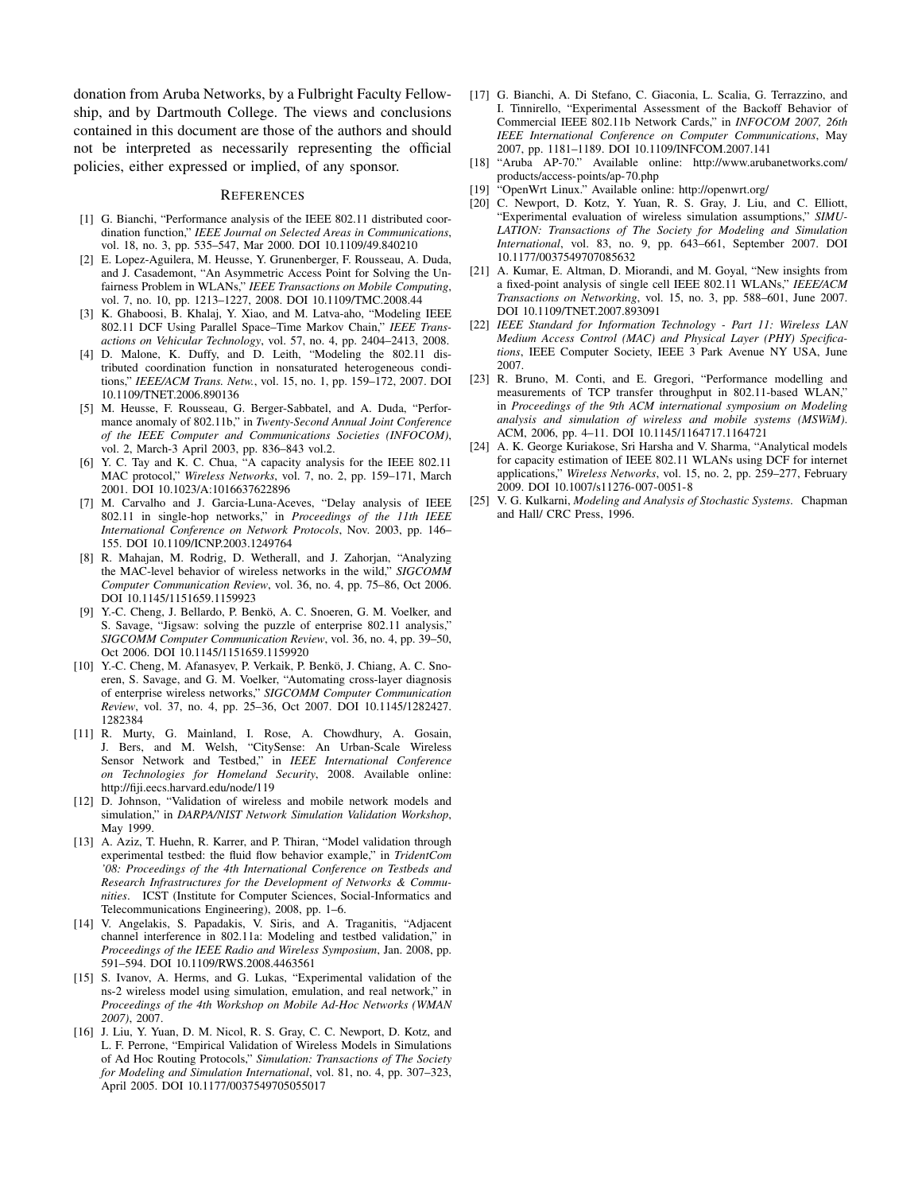donation from Aruba Networks, by a Fulbright Faculty Fellowship, and by Dartmouth College. The views and conclusions contained in this document are those of the authors and should not be interpreted as necessarily representing the official policies, either expressed or implied, of any sponsor.

## References

[1] G. Bianchi, "Performance analysis of the IEEE 802.11 distributed coordination function," *IEEE Journal on Selected Areas in Communications*, vol. 18, no. 3, pp. 535–547, Mar 2000. DOI 10.1109/49.840210

[2] E. Lopez-Aguilera, M. Heusse, Y. Grunenberger, F. Rousseau, A. Duda, and J. Casademont, "An Asymmetric Access Point for Solving the Unfairness Problem in WLANs," *IEEE Transactions on Mobile Computing*, vol. 7, no. 10, pp. 1213–1227, 2008. DOI 10.1109/TMC.2008.44

[3] K. Ghaboosi, B. Khalaj, Y. Xiao, and M. Latva-aho, "Modeling IEEE 802.11 DCF Using Parallel Space–Time Markov Chain," *IEEE Transactions on Vehicular Technology*, vol. 57, no. 4, pp. 2404–2413, 2008.

[4] D. Malone, K. Duffy, and D. Leith, "Modeling the 802.11 distributed coordination function in nonsaturated heterogeneous conditions," *IEEE/ACM Trans. Netw.*, vol. 15, no. 1, pp. 159–172, 2007. DOI 10.1109/TNET.2006.890136

[5] M. Heusse, F. Rousseau, G. Berger-Sabbatel, and A. Duda, "Performance anomaly of 802.11b," in *Twenty-Second Annual Joint Conference of the IEEE Computer and Communications Societies (INFOCOM)*, vol. 2, March-3 April 2003, pp. 836–843 vol.2.

[6] Y. C. Tay and K. C. Chua, "A capacity analysis for the IEEE 802.11 MAC protocol," *Wireless Networks*, vol. 7, no. 2, pp. 159–171, March 2001. DOI 10.1023/A:1016637622896

[7] M. Carvalho and J. Garcia-Luna-Aceves, "Delay analysis of IEEE 802.11 in single-hop networks," in *Proceedings of the 11th IEEE International Conference on Network Protocols*, Nov. 2003, pp. 146–155. DOI 10.1109/ICNP.2003.1249764

[8] R. Mahajan, M. Rodrig, D. Wetherall, and J. Zahorjan, "Analyzing the MAC-level behavior of wireless networks in the wild," *SIGCOMM Computer Communication Review*, vol. 36, no. 4, pp. 75–86, Oct 2006. DOI 10.1145/1151659.1159923

[9] Y.-C. Cheng, J. Bellardo, P. Benkö, A. C. Snoeren, G. M. Voelker, and S. Savage, "Jigsaw: solving the puzzle of enterprise 802.11 analysis," *SIGCOMM Computer Communication Review*, vol. 36, no. 4, pp. 39–50, Oct 2006. DOI 10.1145/1151659.1159920

[10] Y.-C. Cheng, M. Afanasyev, P. Verkaik, P. Benkö, J. Chiang, A. C. Snoeren, S. Savage, and G. M. Voelker, "Automating cross-layer diagnosis of enterprise wireless networks," *SIGCOMM Computer Communication Review*, vol. 37, no. 4, pp. 25–36, Oct 2007. DOI 10.1145/1282427.1282384

[11] R. Murty, G. Mainland, I. Rose, A. Chowdhury, A. Gosain, J. Bers, and M. Welsh, "CitySense: An Urban-Scale Wireless Sensor Network and Testbed," in *IEEE International Conference on Technologies for Homeland Security*, 2008. Available online: http://fiji.eecs.harvard.edu/node/119

[12] D. Johnson, "Validation of wireless and mobile network models and simulation," in *DARPA/NIST Network Simulation Validation Workshop*, May 1999.

[13] A. Aziz, T. Huehn, R. Karrer, and P. Thiran, "Model validation through experimental testbed: the fluid flow behavior example," in *TridentCom '08: Proceedings of the 4th International Conference on Testbeds and Research Infrastructures for the Development of Networks & Communities*. ICST (Institute for Computer Sciences, Social-Informatics and Telecommunications Engineering), 2008, pp. 1–6.

[14] V. Angelakis, S. Papadakis, V. Siris, and A. Traganitis, "Adjacent channel interference in 802.11a: Modeling and testbed validation," in *Proceedings of the IEEE Radio and Wireless Symposium*, Jan. 2008, pp. 591–594. DOI 10.1109/RWS.2008.4463561

[15] S. Ivanov, A. Herms, and G. Lukas, "Experimental validation of the ns-2 wireless model using simulation, emulation, and real network," in *Proceedings of the 4th Workshop on Mobile Ad-Hoc Networks (WMAN 2007)*, 2007.

[16] J. Liu, Y. Yuan, D. M. Nicol, R. S. Gray, C. C. Newport, D. Kotz, and L. F. Perrone, "Empirical Validation of Wireless Models in Simulations of Ad Hoc Routing Protocols," *Simulation: Transactions of The Society for Modeling and Simulation International*, vol. 81, no. 4, pp. 307–323, April 2005. DOI 10.1177/0037549705055017

[17] G. Bianchi, A. Di Stefano, C. Giaconia, L. Scalia, G. Terrazzino, and I. Tinnirello, "Experimental Assessment of the Backoff Behavior of Commercial IEEE 802.11b Network Cards," in *INFOCOM 2007, 26th IEEE International Conference on Computer Communications*, May 2007, pp. 1181–1189. DOI 10.1109/INFCOM.2007.141

[18] "Aruba AP-70." Available online: http://www.arubanetworks.com/products/access-points/ap-70.php

[19] "OpenWrt Linux." Available online: http://openwrt.org/

[20] C. Newport, D. Kotz, Y. Yuan, R. S. Gray, J. Liu, and C. Elliott, "Experimental evaluation of wireless simulation assumptions," *SIMULATION: Transactions of The Society for Modeling and Simulation International*, vol. 83, no. 9, pp. 643–661, September 2007. DOI 10.1177/0037549707085632

[21] A. Kumar, E. Altman, D. Miorandi, and M. Goyal, "New insights from a fixed-point analysis of single cell IEEE 802.11 WLANs," *IEEE/ACM Transactions on Networking*, vol. 15, no. 3, pp. 588–601, June 2007. DOI 10.1109/TNET.2007.893091

[22] *IEEE Standard for Information Technology - Part 11: Wireless LAN Medium Access Control (MAC) and Physical Layer (PHY) Specifications*, IEEE Computer Society, IEEE 3 Park Avenue NY USA, June 2007.

[23] R. Bruno, M. Conti, and E. Gregori, "Performance modelling and measurements of TCP transfer throughput in 802.11-based WLAN," in *Proceedings of the 9th ACM international symposium on Modeling analysis and simulation of wireless and mobile systems (MSWiM)*. ACM, 2006, pp. 4–11. DOI 10.1145/1164717.1164721

[24] A. K. George Kuriakose, Sri Harsha and V. Sharma, "Analytical models for capacity estimation of IEEE 802.11 WLANs using DCF for internet applications," *Wireless Networks*, vol. 15, no. 2, pp. 259–277, February 2009. DOI 10.1007/s11276-007-0051-8

[25] V. G. Kulkarni, *Modeling and Analysis of Stochastic Systems*. Chapman and Hall/ CRC Press, 1996.